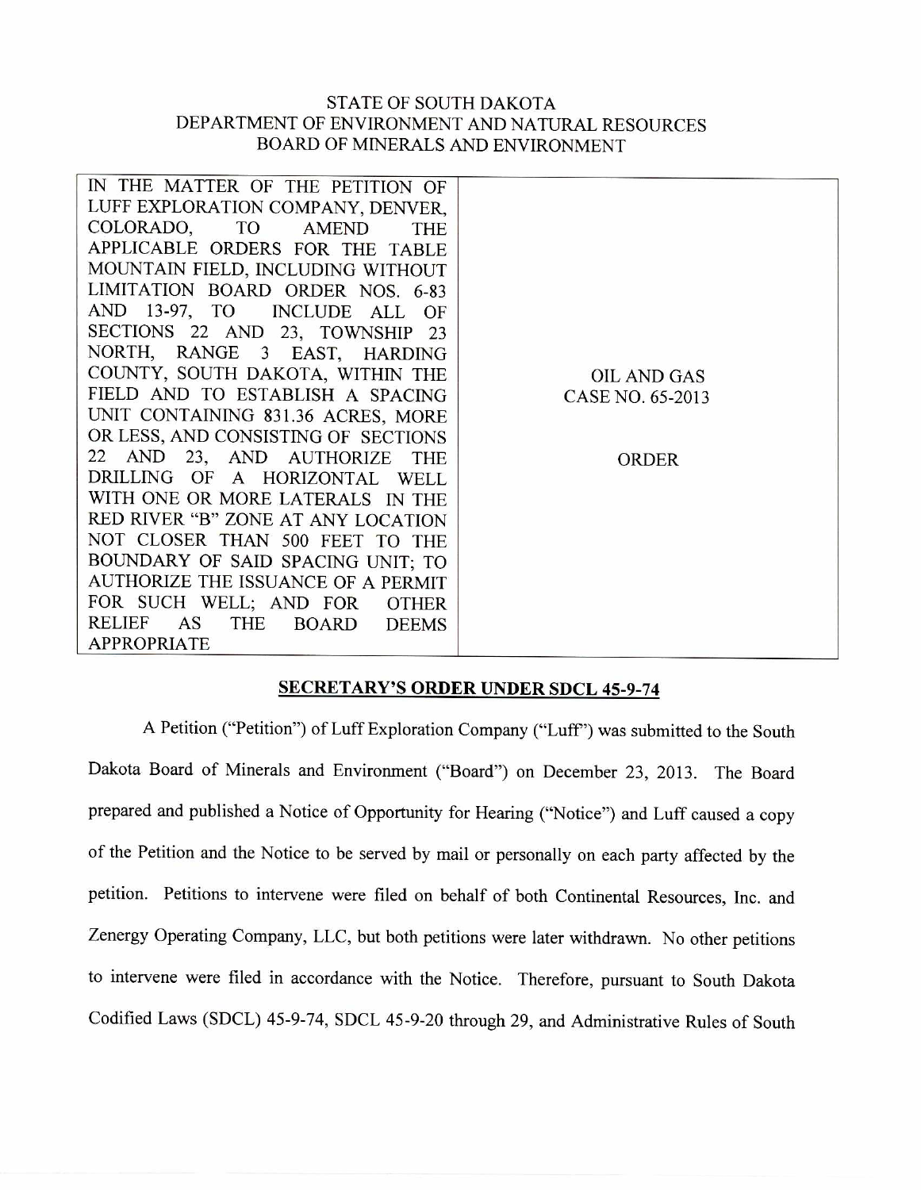STATE OF SOUTH DAKOTA
DEPARTMENT OF ENVIRONMENT AND NATURAL RESOURCES
BOARD OF MINERALS AND ENVIRONMENT

| IN THE MATTER OF THE PETITION OF LUFF EXPLORATION COMPANY, DENVER, COLORADO, TO AMEND THE APPLICABLE ORDERS FOR THE TABLE MOUNTAIN FIELD, INCLUDING WITHOUT LIMITATION BOARD ORDER NOS. 6-83 AND 13-97, TO INCLUDE ALL OF SECTIONS 22 AND 23, TOWNSHIP 23 NORTH, RANGE 3 EAST, HARDING COUNTY, SOUTH DAKOTA, WITHIN THE FIELD AND TO ESTABLISH A SPACING UNIT CONTAINING 831.36 ACRES, MORE OR LESS, AND CONSISTING OF SECTIONS 22 AND 23, AND AUTHORIZE THE DRILLING OF A HORIZONTAL WELL WITH ONE OR MORE LATERALS IN THE RED RIVER "B" ZONE AT ANY LOCATION NOT CLOSER THAN 500 FEET TO THE BOUNDARY OF SAID SPACING UNIT; TO AUTHORIZE THE ISSUANCE OF A PERMIT FOR SUCH WELL; AND FOR OTHER RELIEF AS THE BOARD DEEMS APPROPRIATE | OIL AND GAS<br>CASE NO. 65-2013<br><br>ORDER |
|---|---|

## SECRETARY'S ORDER UNDER SDCL 45-9-74

A Petition ("Petition") of Luff Exploration Company ("Luff") was submitted to the South Dakota Board of Minerals and Environment ("Board") on December 23, 2013. The Board prepared and published a Notice of Opportunity for Hearing ("Notice") and Luff caused a copy of the Petition and the Notice to be served by mail or personally on each party affected by the petition. Petitions to intervene were filed on behalf of both Continental Resources, Inc. and Zenergy Operating Company, LLC, but both petitions were later withdrawn. No other petitions to intervene were filed in accordance with the Notice. Therefore, pursuant to South Dakota Codified Laws (SDCL) 45-9-74, SDCL 45-9-20 through 29, and Administrative Rules of South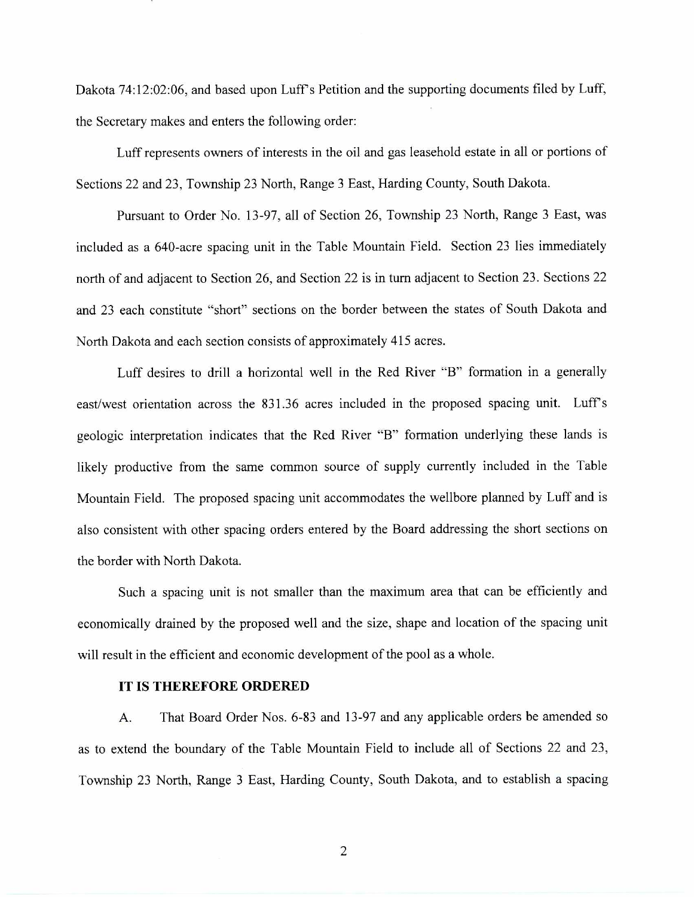Dakota 74:12:02:06, and based upon Luff's Petition and the supporting documents filed by Luff, the Secretary makes and enters the following order:

Luff represents owners of interests in the oil and gas leasehold estate in all or portions of Sections 22 and 23, Township 23 North, Range 3 East, Harding County, South Dakota.

Pursuant to Order No. 13-97, all of Section 26, Township 23 North, Range 3 East, was included as a 640-acre spacing unit in the Table Mountain Field. Section 23 lies immediately north of and adjacent to Section 26, and Section 22 is in turn adjacent to Section 23. Sections 22 and 23 each constitute "short" sections on the border between the states of South Dakota and North Dakota and each section consists of approximately 415 acres.

Luff desires to drill a horizontal well in the Red River "B" formation in a generally east/west orientation across the 831.36 acres included in the proposed spacing unit. Luff's geologic interpretation indicates that the Red River "B" formation underlying these lands is likely productive from the same common source of supply currently included in the Table Mountain Field. The proposed spacing unit accommodates the wellbore planned by Luff and is also consistent with other spacing orders entered by the Board addressing the short sections on the border with North Dakota.

Such a spacing unit is not smaller than the maximum area that can be efficiently and economically drained by the proposed well and the size, shape and location of the spacing unit will result in the efficient and economic development of the pool as a whole.

**IT IS THEREFORE ORDERED**

A. That Board Order Nos. 6-83 and 13-97 and any applicable orders be amended so as to extend the boundary of the Table Mountain Field to include all of Sections 22 and 23, Township 23 North, Range 3 East, Harding County, South Dakota, and to establish a spacing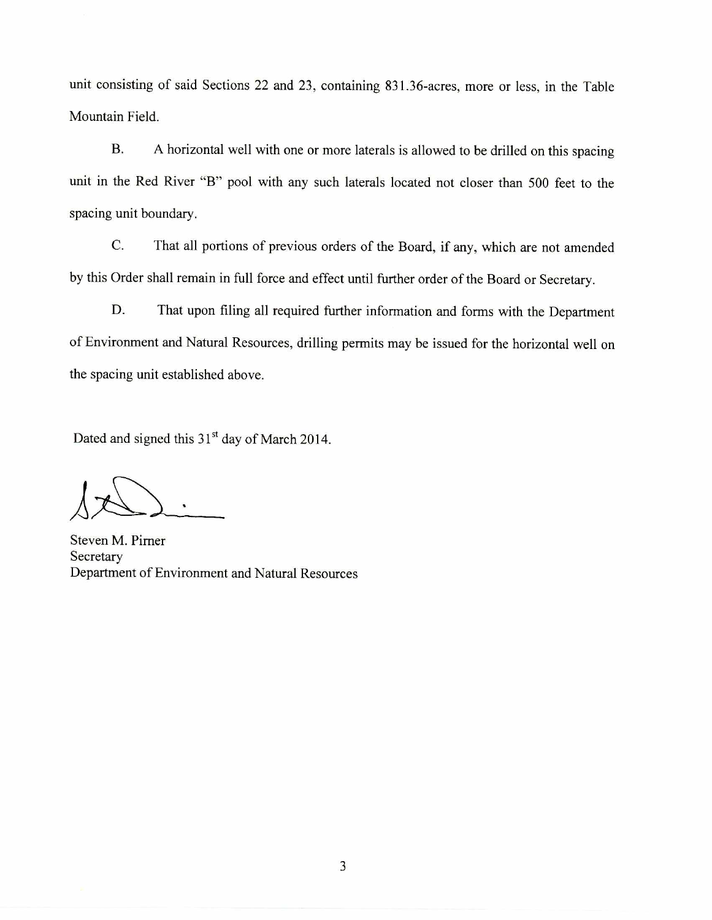unit consisting of said Sections 22 and 23, containing 831.36-acres, more or less, in the Table Mountain Field.

B. A horizontal well with one or more laterals is allowed to be drilled on this spacing unit in the Red River "B" pool with any such laterals located not closer than 500 feet to the spacing unit boundary.

C. That all portions of previous orders of the Board, if any, which are not amended by this Order shall remain in full force and effect until further order of the Board or Secretary.

D. That upon filing all required further information and forms with the Department of Environment and Natural Resources, drilling permits may be issued for the horizontal well on the spacing unit established above.

Dated and signed this 31st day of March 2014.

Steven M. Pirner
Secretary
Department of Environment and Natural Resources